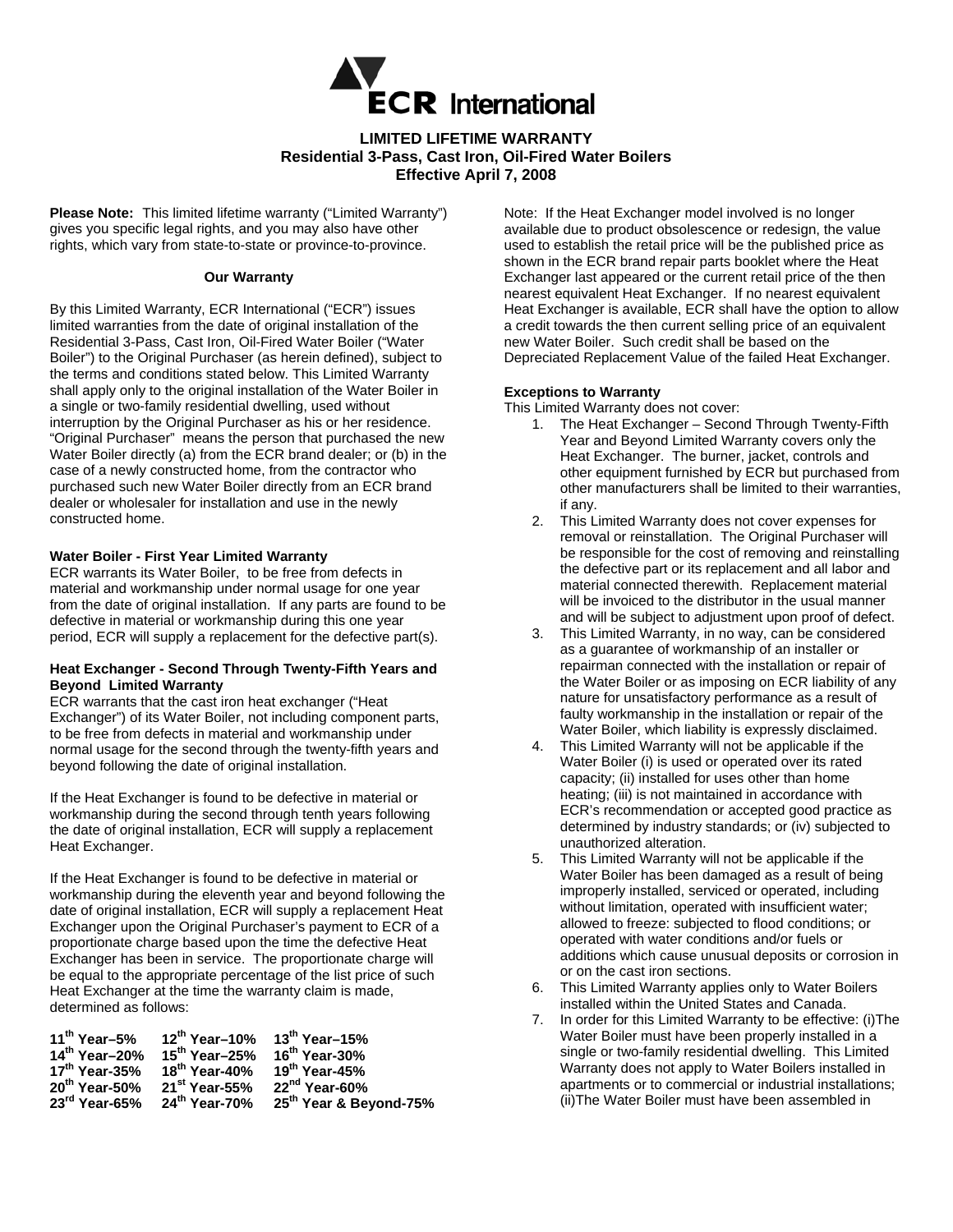# ECR International

## LIMITED LIFETIME WARRANTY
## Residential 3-Pass, Cast Iron, Oil-Fired Water Boilers
## Effective April 7, 2008

**Please Note:** This limited lifetime warranty ("Limited Warranty") gives you specific legal rights, and you may also have other rights, which vary from state-to-state or province-to-province.

**Our Warranty**

By this Limited Warranty, ECR International ("ECR") issues limited warranties from the date of original installation of the Residential 3-Pass, Cast Iron, Oil-Fired Water Boiler ("Water Boiler") to the Original Purchaser (as herein defined), subject to the terms and conditions stated below. This Limited Warranty shall apply only to the original installation of the Water Boiler in a single or two-family residential dwelling, used without interruption by the Original Purchaser as his or her residence. "Original Purchaser" means the person that purchased the new Water Boiler directly (a) from the ECR brand dealer; or (b) in the case of a newly constructed home, from the contractor who purchased such new Water Boiler directly from an ECR brand dealer or wholesaler for installation and use in the newly constructed home.

**Water Boiler - First Year Limited Warranty**
ECR warrants its Water Boiler, to be free from defects in material and workmanship under normal usage for one year from the date of original installation. If any parts are found to be defective in material or workmanship during this one year period, ECR will supply a replacement for the defective part(s).

**Heat Exchanger - Second Through Twenty-Fifth Years and Beyond Limited Warranty**
ECR warrants that the cast iron heat exchanger ("Heat Exchanger") of its Water Boiler, not including component parts, to be free from defects in material and workmanship under normal usage for the second through the twenty-fifth years and beyond following the date of original installation.

If the Heat Exchanger is found to be defective in material or workmanship during the second through tenth years following the date of original installation, ECR will supply a replacement Heat Exchanger.

If the Heat Exchanger is found to be defective in material or workmanship during the eleventh year and beyond following the date of original installation, ECR will supply a replacement Heat Exchanger upon the Original Purchaser's payment to ECR of a proportionate charge based upon the time the defective Heat Exchanger has been in service. The proportionate charge will be equal to the appropriate percentage of the list price of such Heat Exchanger at the time the warranty claim is made, determined as follows:

| | | |
|---|---|---|
| **11th Year–5%** | **12th Year–10%** | **13th Year–15%** |
| **14th Year–20%** | **15th Year–25%** | **16th Year-30%** |
| **17th Year-35%** | **18th Year-40%** | **19th Year-45%** |
| **20th Year-50%** | **21st Year-55%** | **22nd Year-60%** |
| **23rd Year-65%** | **24th Year-70%** | **25th Year & Beyond-75%** |

Note: If the Heat Exchanger model involved is no longer available due to product obsolescence or redesign, the value used to establish the retail price will be the published price as shown in the ECR brand repair parts booklet where the Heat Exchanger last appeared or the current retail price of the then nearest equivalent Heat Exchanger. If no nearest equivalent Heat Exchanger is available, ECR shall have the option to allow a credit towards the then current selling price of an equivalent new Water Boiler. Such credit shall be based on the Depreciated Replacement Value of the failed Heat Exchanger.

**Exceptions to Warranty**
This Limited Warranty does not cover:

1. The Heat Exchanger – Second Through Twenty-Fifth Year and Beyond Limited Warranty covers only the Heat Exchanger. The burner, jacket, controls and other equipment furnished by ECR but purchased from other manufacturers shall be limited to their warranties, if any.
2. This Limited Warranty does not cover expenses for removal or reinstallation. The Original Purchaser will be responsible for the cost of removing and reinstalling the defective part or its replacement and all labor and material connected therewith. Replacement material will be invoiced to the distributor in the usual manner and will be subject to adjustment upon proof of defect.
3. This Limited Warranty, in no way, can be considered as a guarantee of workmanship of an installer or repairman connected with the installation or repair of the Water Boiler or as imposing on ECR liability of any nature for unsatisfactory performance as a result of faulty workmanship in the installation or repair of the Water Boiler, which liability is expressly disclaimed.
4. This Limited Warranty will not be applicable if the Water Boiler (i) is used or operated over its rated capacity; (ii) installed for uses other than home heating; (iii) is not maintained in accordance with ECR's recommendation or accepted good practice as determined by industry standards; or (iv) subjected to unauthorized alteration.
5. This Limited Warranty will not be applicable if the Water Boiler has been damaged as a result of being improperly installed, serviced or operated, including without limitation, operated with insufficient water; allowed to freeze: subjected to flood conditions; or operated with water conditions and/or fuels or additions which cause unusual deposits or corrosion in or on the cast iron sections.
6. This Limited Warranty applies only to Water Boilers installed within the United States and Canada.
7. In order for this Limited Warranty to be effective: (i)The Water Boiler must have been properly installed in a single or two-family residential dwelling. This Limited Warranty does not apply to Water Boilers installed in apartments or to commercial or industrial installations; (ii)The Water Boiler must have been assembled in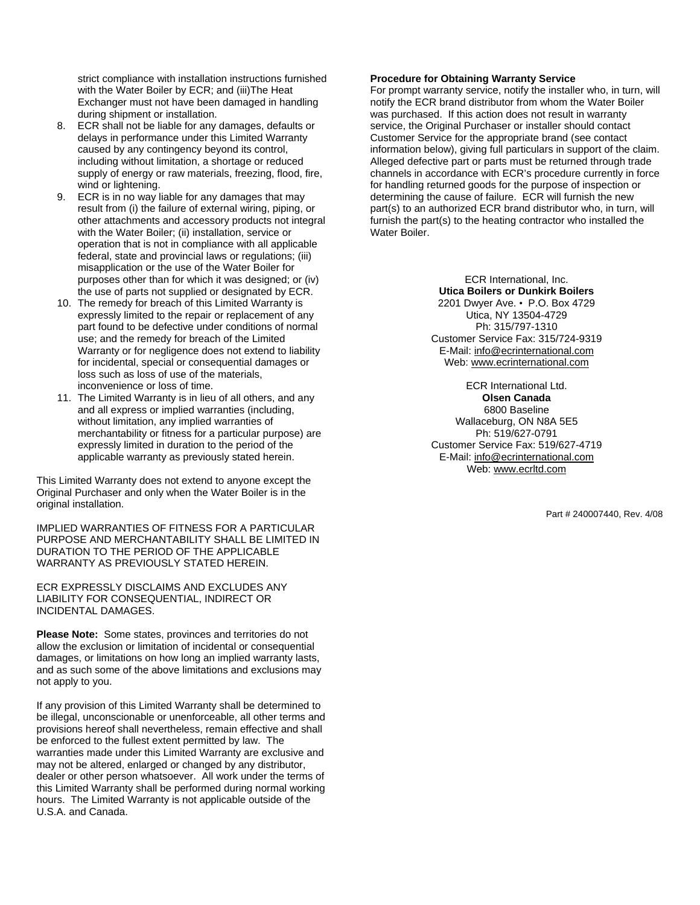strict compliance with installation instructions furnished with the Water Boiler by ECR; and (iii)The Heat Exchanger must not have been damaged in handling during shipment or installation.

8. ECR shall not be liable for any damages, defaults or delays in performance under this Limited Warranty caused by any contingency beyond its control, including without limitation, a shortage or reduced supply of energy or raw materials, freezing, flood, fire, wind or lightening.
9. ECR is in no way liable for any damages that may result from (i) the failure of external wiring, piping, or other attachments and accessory products not integral with the Water Boiler; (ii) installation, service or operation that is not in compliance with all applicable federal, state and provincial laws or regulations; (iii) misapplication or the use of the Water Boiler for purposes other than for which it was designed; or (iv) the use of parts not supplied or designated by ECR.
10. The remedy for breach of this Limited Warranty is expressly limited to the repair or replacement of any part found to be defective under conditions of normal use; and the remedy for breach of the Limited Warranty or for negligence does not extend to liability for incidental, special or consequential damages or loss such as loss of use of the materials, inconvenience or loss of time.
11. The Limited Warranty is in lieu of all others, and any and all express or implied warranties (including, without limitation, any implied warranties of merchantability or fitness for a particular purpose) are expressly limited in duration to the period of the applicable warranty as previously stated herein.

This Limited Warranty does not extend to anyone except the Original Purchaser and only when the Water Boiler is in the original installation.

IMPLIED WARRANTIES OF FITNESS FOR A PARTICULAR PURPOSE AND MERCHANTABILITY SHALL BE LIMITED IN DURATION TO THE PERIOD OF THE APPLICABLE WARRANTY AS PREVIOUSLY STATED HEREIN.

ECR EXPRESSLY DISCLAIMS AND EXCLUDES ANY LIABILITY FOR CONSEQUENTIAL, INDIRECT OR INCIDENTAL DAMAGES.

**Please Note:** Some states, provinces and territories do not allow the exclusion or limitation of incidental or consequential damages, or limitations on how long an implied warranty lasts, and as such some of the above limitations and exclusions may not apply to you.

If any provision of this Limited Warranty shall be determined to be illegal, unconscionable or unenforceable, all other terms and provisions hereof shall nevertheless, remain effective and shall be enforced to the fullest extent permitted by law. The warranties made under this Limited Warranty are exclusive and may not be altered, enlarged or changed by any distributor, dealer or other person whatsoever. All work under the terms of this Limited Warranty shall be performed during normal working hours. The Limited Warranty is not applicable outside of the U.S.A. and Canada.

**Procedure for Obtaining Warranty Service**

For prompt warranty service, notify the installer who, in turn, will notify the ECR brand distributor from whom the Water Boiler was purchased. If this action does not result in warranty service, the Original Purchaser or installer should contact Customer Service for the appropriate brand (see contact information below), giving full particulars in support of the claim. Alleged defective part or parts must be returned through trade channels in accordance with ECR's procedure currently in force for handling returned goods for the purpose of inspection or determining the cause of failure. ECR will furnish the new part(s) to an authorized ECR brand distributor who, in turn, will furnish the part(s) to the heating contractor who installed the Water Boiler.

ECR International, Inc.
**Utica Boilers or Dunkirk Boilers**
2201 Dwyer Ave. • P.O. Box 4729
Utica, NY 13504-4729
Ph: 315/797-1310
Customer Service Fax: 315/724-9319
E-Mail: info@ecrinternational.com
Web: www.ecrinternational.com

ECR International Ltd.
**Olsen Canada**
6800 Baseline
Wallaceburg, ON N8A 5E5
Ph: 519/627-0791
Customer Service Fax: 519/627-4719
E-Mail: info@ecrinternational.com
Web: www.ecrltd.com

Part # 240007440, Rev. 4/08